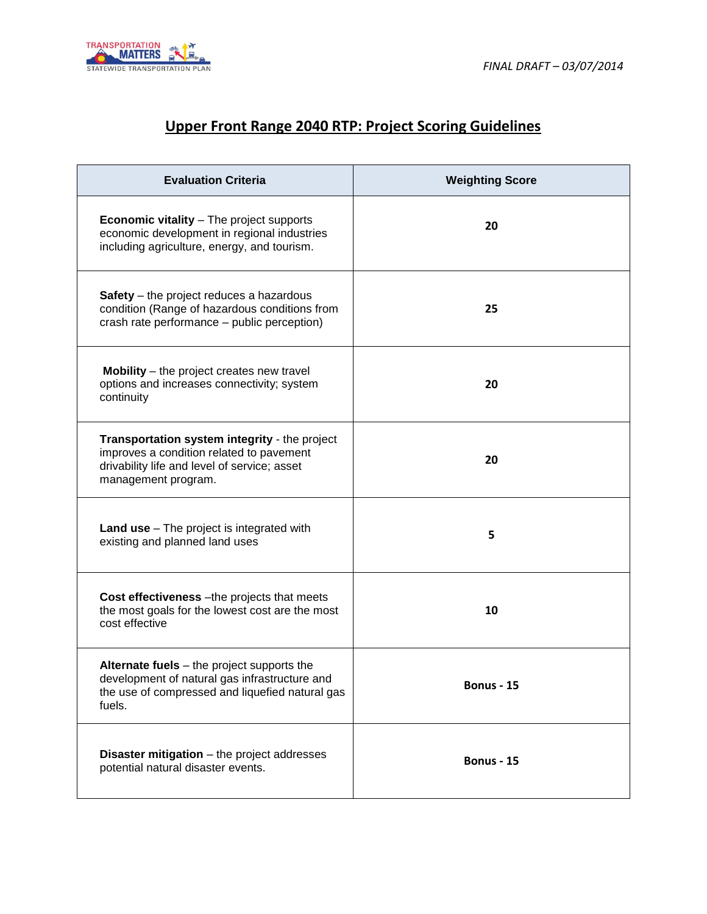FINAL DRAFT – 03/07/2014

# Upper Front Range 2040 RTP: Project Scoring Guidelines

| Evaluation Criteria | Weighting Score |
|---|---|
| **Economic vitality** – The project supports economic development in regional industries including agriculture, energy, and tourism. | **20** |
| **Safety** – the project reduces a hazardous condition (Range of hazardous conditions from crash rate performance – public perception) | **25** |
| **Mobility** – the project creates new travel options and increases connectivity; system continuity | **20** |
| **Transportation system integrity** - the project improves a condition related to pavement drivability life and level of service; asset management program. | **20** |
| **Land use** – The project is integrated with existing and planned land uses | **5** |
| **Cost effectiveness** –the projects that meets the most goals for the lowest cost are the most cost effective | **10** |
| **Alternate fuels** – the project supports the development of natural gas infrastructure and the use of compressed and liquefied natural gas fuels. | **Bonus - 15** |
| **Disaster mitigation** – the project addresses potential natural disaster events. | **Bonus - 15** |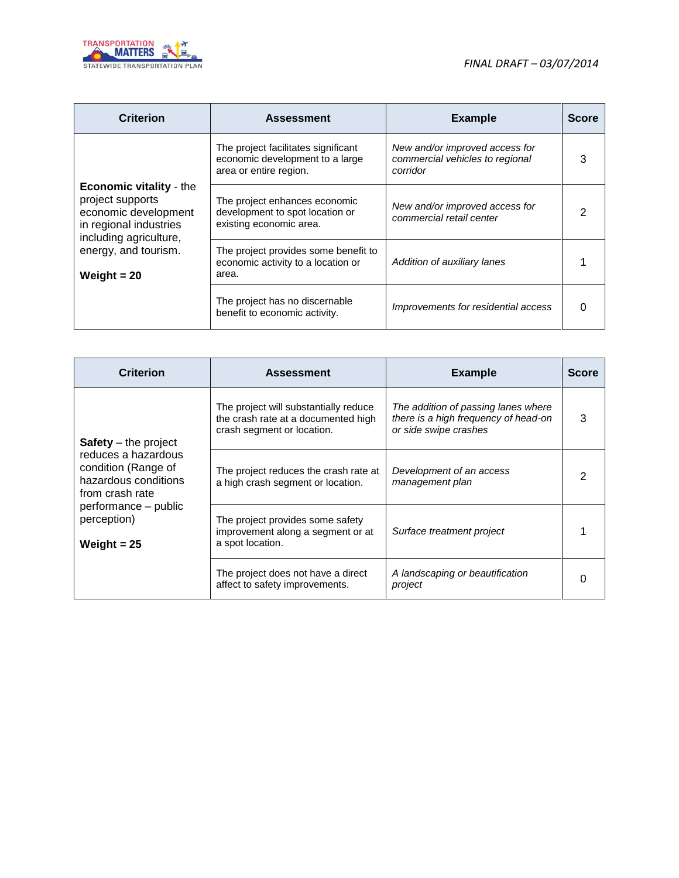| Criterion | Assessment | Example | Score |
|---|---|---|---|
| **Economic vitality** - the project supports economic development in regional industries including agriculture, energy, and tourism. **Weight = 20** | The project facilitates significant economic development to a large area or entire region. | *New and/or improved access for commercial vehicles to regional corridor* | 3 |
| | The project enhances economic development to spot location or existing economic area. | *New and/or improved access for commercial retail center* | 2 |
| | The project provides some benefit to economic activity to a location or area. | *Addition of auxiliary lanes* | 1 |
| | The project has no discernable benefit to economic activity. | *Improvements for residential access* | 0 |

| Criterion | Assessment | Example | Score |
|---|---|---|---|
| **Safety** – the project reduces a hazardous condition (Range of hazardous conditions from crash rate performance – public perception) **Weight = 25** | The project will substantially reduce the crash rate at a documented high crash segment or location. | *The addition of passing lanes where there is a high frequency of head-on or side swipe crashes* | 3 |
| | The project reduces the crash rate at a high crash segment or location. | *Development of an access management plan* | 2 |
| | The project provides some safety improvement along a segment or at a spot location. | *Surface treatment project* | 1 |
| | The project does not have a direct affect to safety improvements. | *A landscaping or beautification project* | 0 |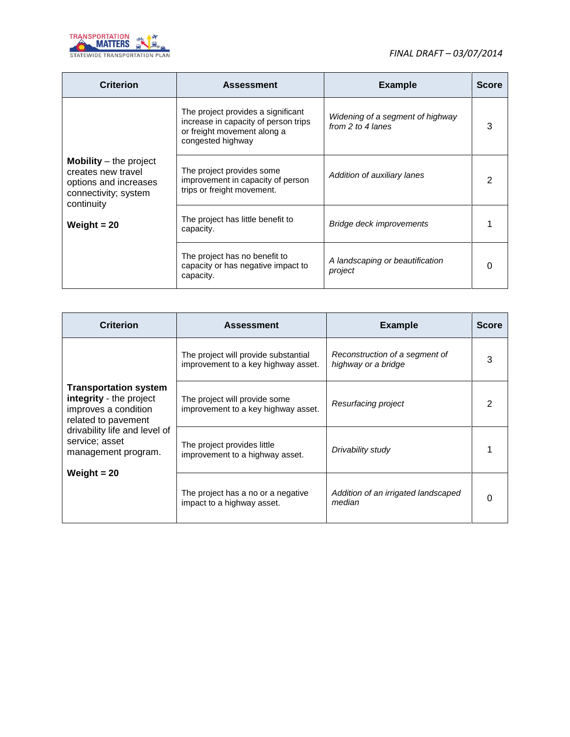| Criterion | Assessment | Example | Score |
|---|---|---|---|
| **Mobility** – the project creates new travel options and increases connectivity; system continuity<br><br>**Weight = 20** | The project provides a significant increase in capacity of person trips or freight movement along a congested highway | *Widening of a segment of highway from 2 to 4 lanes* | 3 |
| | The project provides some improvement in capacity of person trips or freight movement. | *Addition of auxiliary lanes* | 2 |
| | The project has little benefit to capacity. | *Bridge deck improvements* | 1 |
| | The project has no benefit to capacity or has negative impact to capacity. | *A landscaping or beautification project* | 0 |

| Criterion | Assessment | Example | Score |
|---|---|---|---|
| **Transportation system integrity** - the project improves a condition related to pavement drivability life and level of service; asset management program.<br><br>**Weight = 20** | The project will provide substantial improvement to a key highway asset. | *Reconstruction of a segment of highway or a bridge* | 3 |
| | The project will provide some improvement to a key highway asset. | *Resurfacing project* | 2 |
| | The project provides little improvement to a highway asset. | *Drivability study* | 1 |
| | The project has a no or a negative impact to a highway asset. | *Addition of an irrigated landscaped median* | 0 |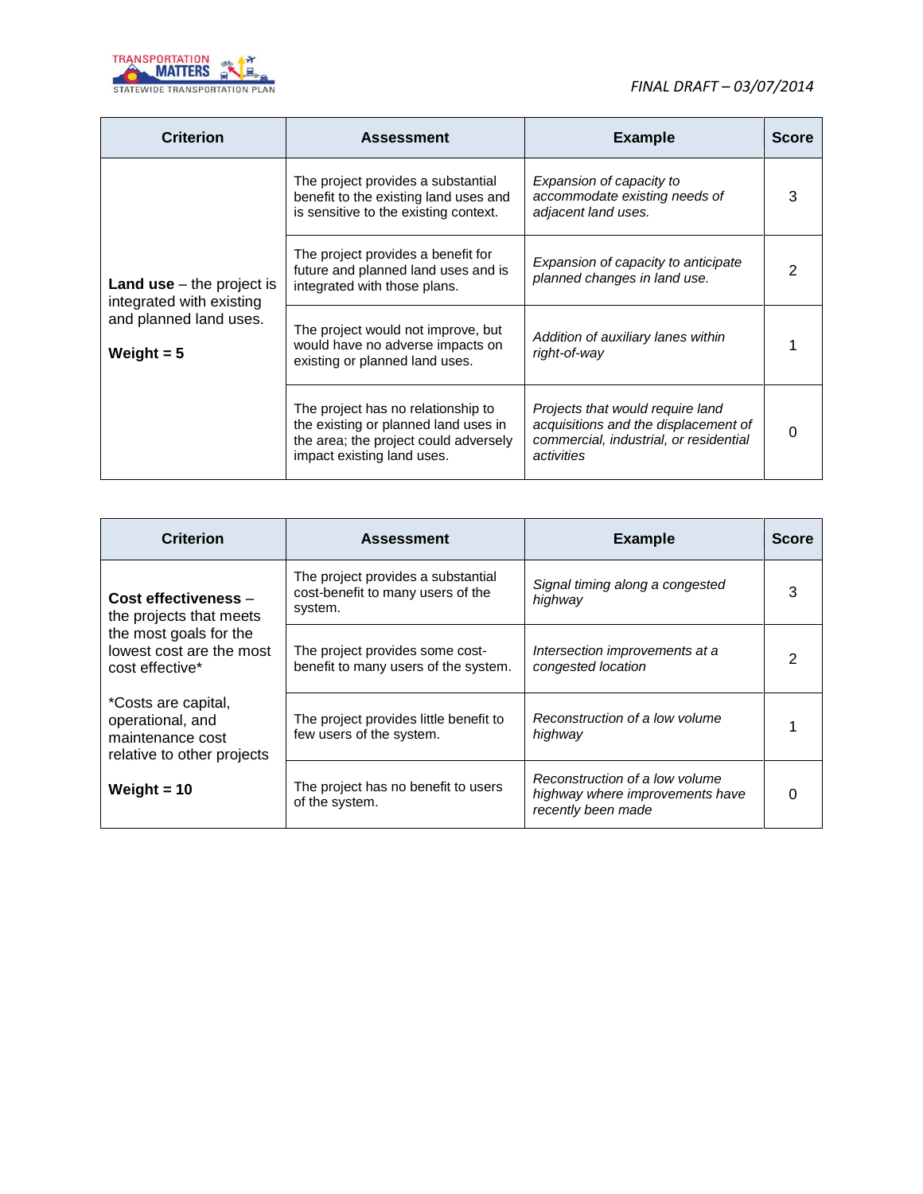| Criterion | Assessment | Example | Score |
|---|---|---|---|
| **Land use** – the project is integrated with existing and planned land uses. **Weight = 5** | The project provides a substantial benefit to the existing land uses and is sensitive to the existing context. | *Expansion of capacity to accommodate existing needs of adjacent land uses.* | 3 |
| | The project provides a benefit for future and planned land uses and is integrated with those plans. | *Expansion of capacity to anticipate planned changes in land use.* | 2 |
| | The project would not improve, but would have no adverse impacts on existing or planned land uses. | *Addition of auxiliary lanes within right-of-way* | 1 |
| | The project has no relationship to the existing or planned land uses in the area; the project could adversely impact existing land uses. | *Projects that would require land acquisitions and the displacement of commercial, industrial, or residential activities* | 0 |

| Criterion | Assessment | Example | Score |
|---|---|---|---|
| **Cost effectiveness** – the projects that meets the most goals for the lowest cost are the most cost effective* *Costs are capital, operational, and maintenance cost relative to other projects **Weight = 10** | The project provides a substantial cost-benefit to many users of the system. | *Signal timing along a congested highway* | 3 |
| | The project provides some cost-benefit to many users of the system. | *Intersection improvements at a congested location* | 2 |
| | The project provides little benefit to few users of the system. | *Reconstruction of a low volume highway* | 1 |
| | The project has no benefit to users of the system. | *Reconstruction of a low volume highway where improvements have recently been made* | 0 |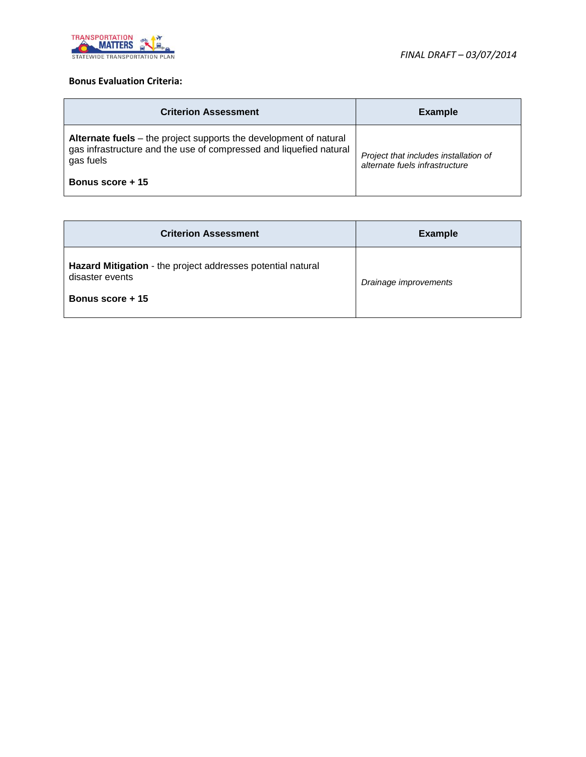**Bonus Evaluation Criteria:**

| Criterion Assessment | Example |
|---|---|
| **Alternate fuels** – the project supports the development of natural gas infrastructure and the use of compressed and liquefied natural gas fuels<br><br>**Bonus score + 15** | *Project that includes installation of alternate fuels infrastructure* |

| Criterion Assessment | Example |
|---|---|
| **Hazard Mitigation** - the project addresses potential natural disaster events<br><br>**Bonus score + 15** | *Drainage improvements* |